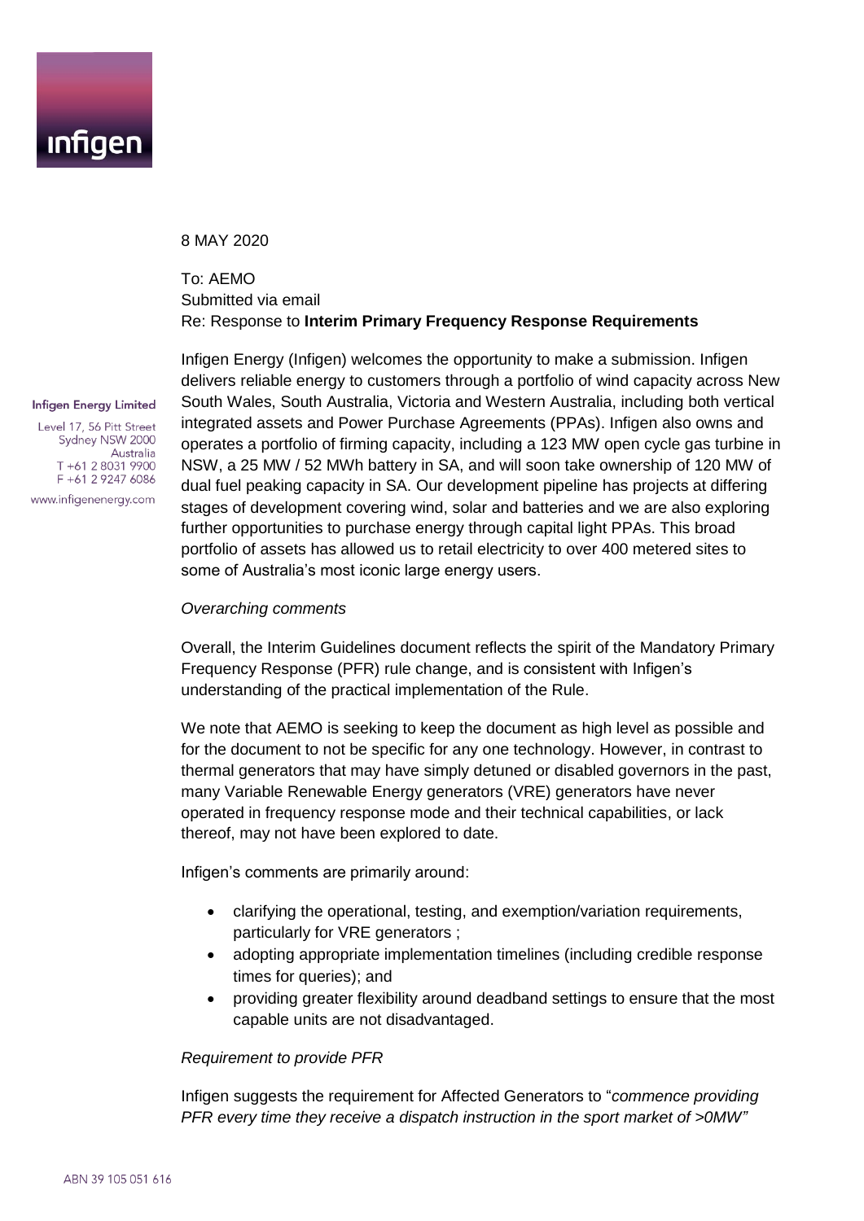8 MAY 2020

To: AEMO
Submitted via email
Re: Response to **Interim Primary Frequency Response Requirements**

**Infigen Energy Limited**

Level 17, 56 Pitt Street
Sydney NSW 2000
Australia
T +61 2 8031 9900
F +61 2 9247 6086

www.infigenenergy.com

Infigen Energy (Infigen) welcomes the opportunity to make a submission. Infigen delivers reliable energy to customers through a portfolio of wind capacity across New South Wales, South Australia, Victoria and Western Australia, including both vertical integrated assets and Power Purchase Agreements (PPAs). Infigen also owns and operates a portfolio of firming capacity, including a 123 MW open cycle gas turbine in NSW, a 25 MW / 52 MWh battery in SA, and will soon take ownership of 120 MW of dual fuel peaking capacity in SA. Our development pipeline has projects at differing stages of development covering wind, solar and batteries and we are also exploring further opportunities to purchase energy through capital light PPAs. This broad portfolio of assets has allowed us to retail electricity to over 400 metered sites to some of Australia's most iconic large energy users.

*Overarching comments*

Overall, the Interim Guidelines document reflects the spirit of the Mandatory Primary Frequency Response (PFR) rule change, and is consistent with Infigen's understanding of the practical implementation of the Rule.

We note that AEMO is seeking to keep the document as high level as possible and for the document to not be specific for any one technology. However, in contrast to thermal generators that may have simply detuned or disabled governors in the past, many Variable Renewable Energy generators (VRE) generators have never operated in frequency response mode and their technical capabilities, or lack thereof, may not have been explored to date.

Infigen's comments are primarily around:

- clarifying the operational, testing, and exemption/variation requirements, particularly for VRE generators ;
- adopting appropriate implementation timelines (including credible response times for queries); and
- providing greater flexibility around deadband settings to ensure that the most capable units are not disadvantaged.

*Requirement to provide PFR*

Infigen suggests the requirement for Affected Generators to "*commence providing PFR every time they receive a dispatch instruction in the sport market of >0MW"*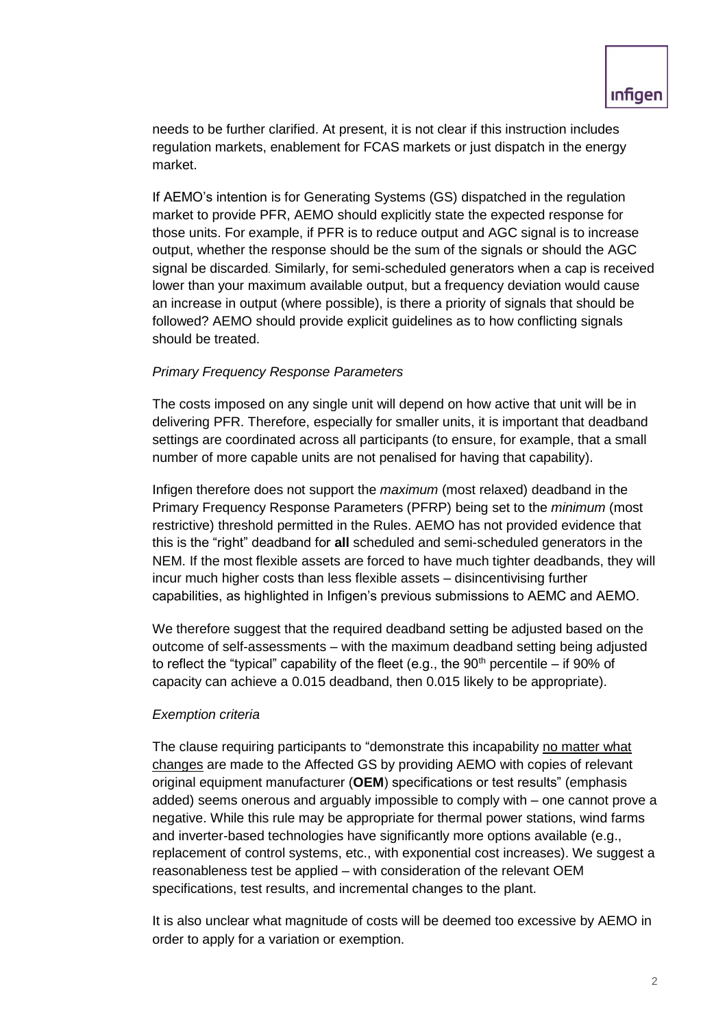needs to be further clarified. At present, it is not clear if this instruction includes regulation markets, enablement for FCAS markets or just dispatch in the energy market.

If AEMO's intention is for Generating Systems (GS) dispatched in the regulation market to provide PFR, AEMO should explicitly state the expected response for those units. For example, if PFR is to reduce output and AGC signal is to increase output, whether the response should be the sum of the signals or should the AGC signal be discarded. Similarly, for semi-scheduled generators when a cap is received lower than your maximum available output, but a frequency deviation would cause an increase in output (where possible), is there a priority of signals that should be followed? AEMO should provide explicit guidelines as to how conflicting signals should be treated.

*Primary Frequency Response Parameters*

The costs imposed on any single unit will depend on how active that unit will be in delivering PFR. Therefore, especially for smaller units, it is important that deadband settings are coordinated across all participants (to ensure, for example, that a small number of more capable units are not penalised for having that capability).

Infigen therefore does not support the *maximum* (most relaxed) deadband in the Primary Frequency Response Parameters (PFRP) being set to the *minimum* (most restrictive) threshold permitted in the Rules. AEMO has not provided evidence that this is the "right" deadband for **all** scheduled and semi-scheduled generators in the NEM. If the most flexible assets are forced to have much tighter deadbands, they will incur much higher costs than less flexible assets – disincentivising further capabilities, as highlighted in Infigen's previous submissions to AEMC and AEMO.

We therefore suggest that the required deadband setting be adjusted based on the outcome of self-assessments – with the maximum deadband setting being adjusted to reflect the "typical" capability of the fleet (e.g., the 90th percentile – if 90% of capacity can achieve a 0.015 deadband, then 0.015 likely to be appropriate).

*Exemption criteria*

The clause requiring participants to "demonstrate this incapability <u>no matter what changes</u> are made to the Affected GS by providing AEMO with copies of relevant original equipment manufacturer (**OEM**) specifications or test results" (emphasis added) seems onerous and arguably impossible to comply with – one cannot prove a negative. While this rule may be appropriate for thermal power stations, wind farms and inverter-based technologies have significantly more options available (e.g., replacement of control systems, etc., with exponential cost increases). We suggest a reasonableness test be applied – with consideration of the relevant OEM specifications, test results, and incremental changes to the plant.

It is also unclear what magnitude of costs will be deemed too excessive by AEMO in order to apply for a variation or exemption.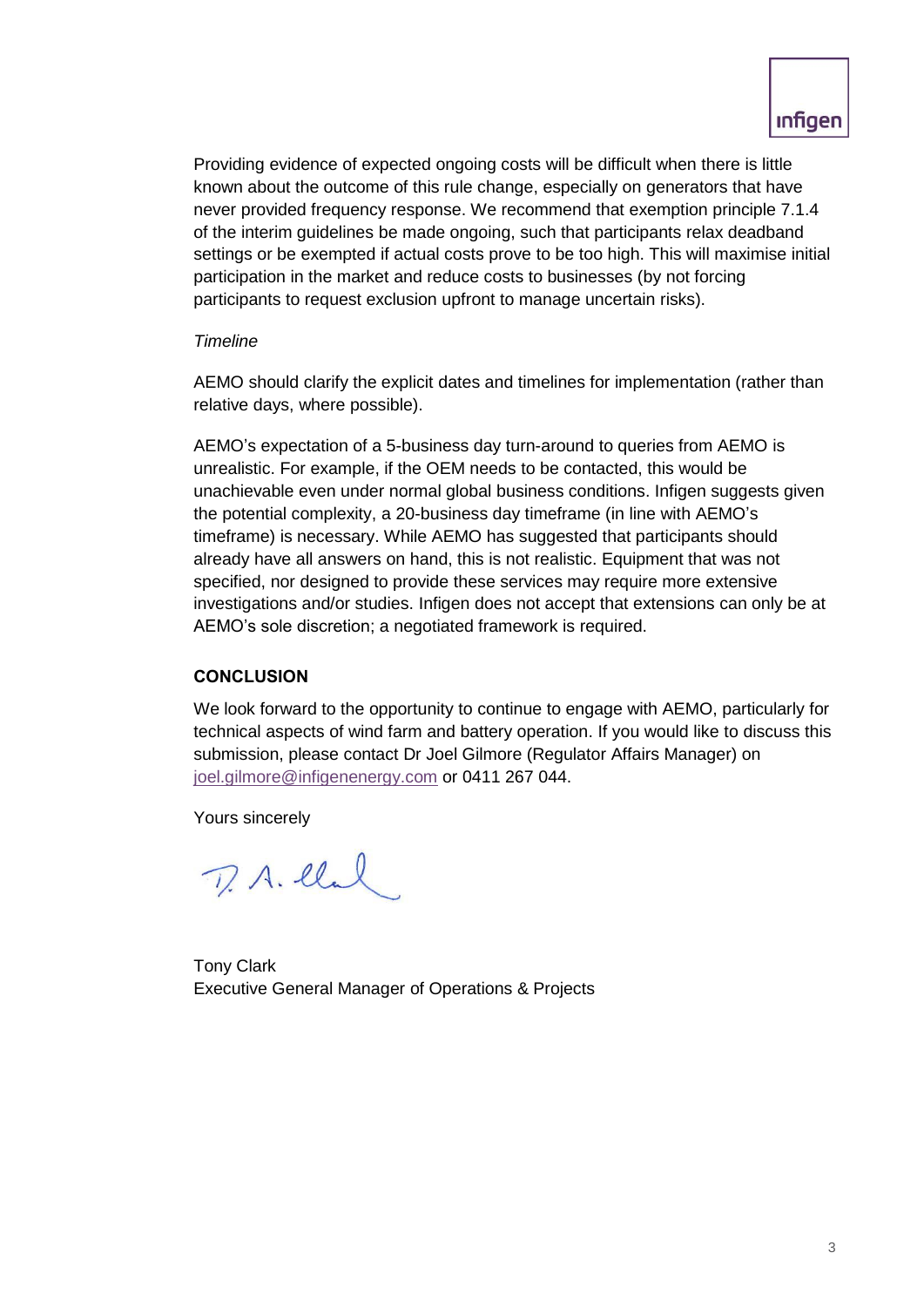Providing evidence of expected ongoing costs will be difficult when there is little known about the outcome of this rule change, especially on generators that have never provided frequency response. We recommend that exemption principle 7.1.4 of the interim guidelines be made ongoing, such that participants relax deadband settings or be exempted if actual costs prove to be too high. This will maximise initial participation in the market and reduce costs to businesses (by not forcing participants to request exclusion upfront to manage uncertain risks).

*Timeline*

AEMO should clarify the explicit dates and timelines for implementation (rather than relative days, where possible).

AEMO's expectation of a 5-business day turn-around to queries from AEMO is unrealistic. For example, if the OEM needs to be contacted, this would be unachievable even under normal global business conditions. Infigen suggests given the potential complexity, a 20-business day timeframe (in line with AEMO's timeframe) is necessary. While AEMO has suggested that participants should already have all answers on hand, this is not realistic. Equipment that was not specified, nor designed to provide these services may require more extensive investigations and/or studies. Infigen does not accept that extensions can only be at AEMO's sole discretion; a negotiated framework is required.

**CONCLUSION**

We look forward to the opportunity to continue to engage with AEMO, particularly for technical aspects of wind farm and battery operation. If you would like to discuss this submission, please contact Dr Joel Gilmore (Regulator Affairs Manager) on joel.gilmore@infigenenergy.com or 0411 267 044.

Yours sincerely

Tony Clark
Executive General Manager of Operations & Projects